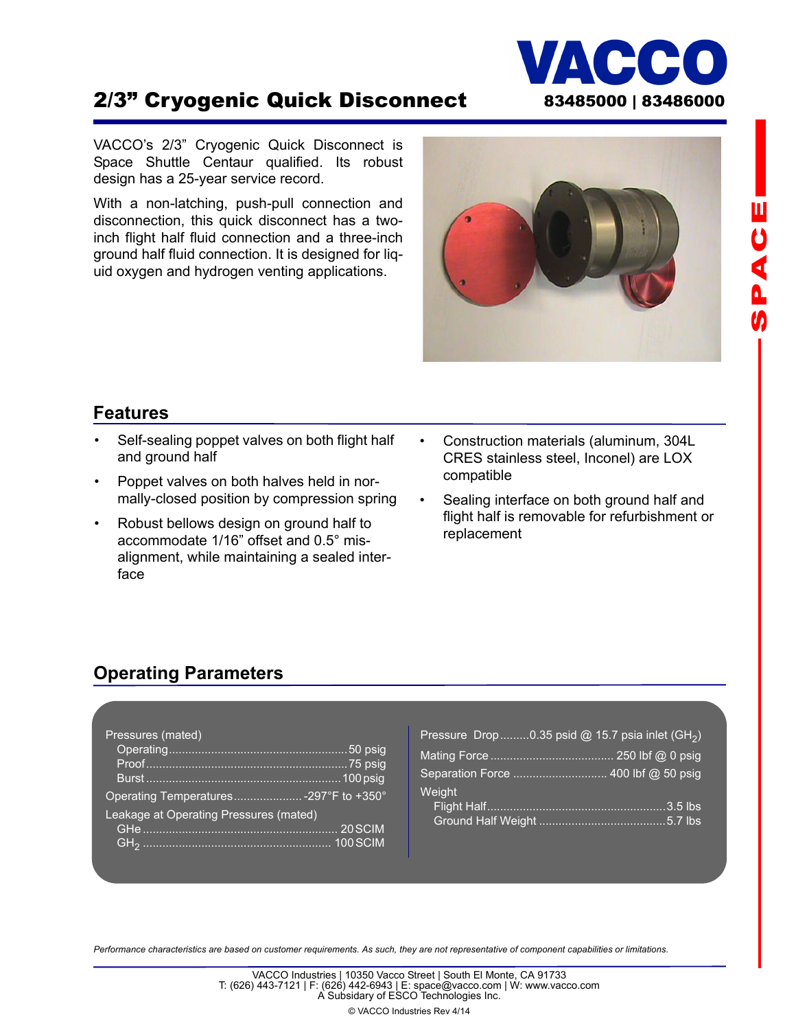# 2/3" Cryogenic Quick Disconnect

**VACCO**

**83485000 | 83486000**

VACCO's 2/3" Cryogenic Quick Disconnect is Space Shuttle Centaur qualified. Its robust design has a 25-year service record.

With a non-latching, push-pull connection and disconnection, this quick disconnect has a two-inch flight half fluid connection and a three-inch ground half fluid connection. It is designed for liquid oxygen and hydrogen venting applications.

## Features

- Self-sealing poppet valves on both flight half and ground half
- Poppet valves on both halves held in normally-closed position by compression spring
- Robust bellows design on ground half to accommodate 1/16" offset and 0.5° misalignment, while maintaining a sealed interface
- Construction materials (aluminum, 304L CRES stainless steel, Inconel) are LOX compatible
- Sealing interface on both ground half and flight half is removable for refurbishment or replacement

## Operating Parameters

| Parameter | Value |
|---|---|
| **Pressures (mated)** | |
| Operating | 50 psig |
| Proof | 75 psig |
| Burst | 100 psig |
| Operating Temperatures | -297°F to +350° |
| **Leakage at Operating Pressures (mated)** | |
| GHe | 20 SCIM |
| $GH_2$ | 100 SCIM |
| Pressure Drop | 0.35 psid @ 15.7 psia inlet ($GH_2$) |
| Mating Force | 250 lbf @ 0 psig |
| Separation Force | 400 lbf @ 50 psig |
| **Weight** | |
| Flight Half | 3.5 lbs |
| Ground Half Weight | 5.7 lbs |

*Performance characteristics are based on customer requirements. As such, they are not representative of component capabilities or limitations.*

VACCO Industries | 10350 Vacco Street | South El Monte, CA 91733
T: (626) 443-7121 | F: (626) 442-6943 | E: space@vacco.com | W: www.vacco.com
A Subsidiary of ESCO Technologies Inc.

© VACCO Industries Rev 4/14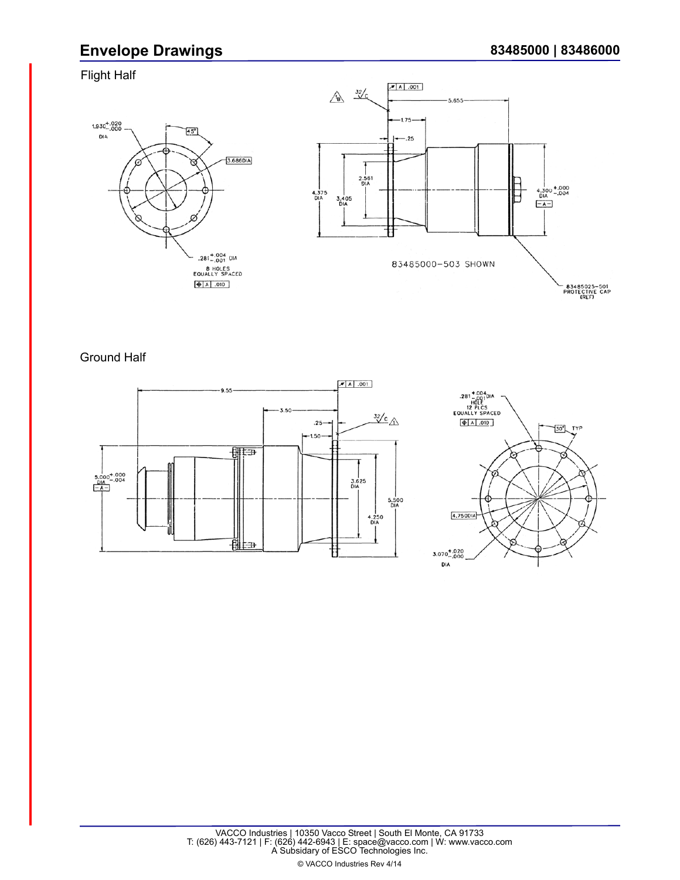## Envelope Drawings

**83485000 | 83486000**

### Flight Half

$1.930^{+.020}_{-.000}$ DIA

45°

3.686DIA

$.281^{+.004}_{-.001}$ DIA

8 HOLES
EQUALLY SPACED

⊕ | A | .010

A | .001

B

32/C

5.655

1.75

.25

2.561 DIA

4.375 DIA

3.405 DIA

$4.300^{+.000}_{-.004}$ DIA

-A-

83485000-503 SHOWN

83485025-501
PROTECTIVE CAP
(REF)

### Ground Half

A | .001

9.55

3.50

.25

32/C

1.50

$5.000^{+.000}_{-.004}$ DIA

-A-

3.625 DIA

4.250 DIA

5.500 DIA

$.281^{+.004}_{-.001}$ DIA
HOLE
12 PLCS
EQUALLY SPACED

⊕ | A | .010

30° TYP

4.750DIA

$3.070^{+.020}_{-.000}$ DIA

VACCO Industries | 10350 Vacco Street | South El Monte, CA 91733
T: (626) 443-7121 | F: (626) 442-6943 | E: space@vacco.com | W: www.vacco.com
A Subsidary of ESCO Technologies Inc.

© VACCO Industries Rev 4/14